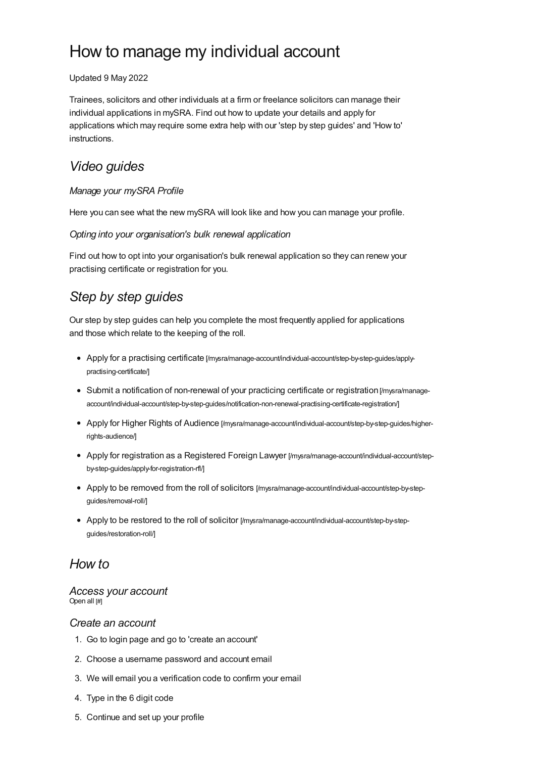# How to manage my individual account

Updated 9 May 2022

Trainees, solicitors and other individuals at a firm or freelance solicitors can manage their individual applications in mySRA. Find out how to update your details and apply for applications which may require some extra help with our 'step by step guides' and 'How to' instructions.

## *Video guides*

### *Manage your mySRA Profile*

Here you can see what the new mySRA will look like and how you can manage your profile.

### *Opting into your organisation's bulk renewal application*

Find out how to opt into your organisation's bulk renewal application so they can renew your practising certificate or registration for you.

## *Step by step guides*

Our step by step guides can help you complete the most frequently applied for applications and those which relate to the keeping of the roll.

- Apply for a practising certificate [/mysra/manage-account/individual-account/step-by-step-guides/apply-practising-certificate/]
- Submit a notification of non-renewal of your practicing certificate or registration [/mysra/manage-account/individual-account/step-by-step-guides/notification-non-renewal-practising-certificate-registration/]
- Apply for Higher Rights of Audience [/mysra/manage-account/individual-account/step-by-step-guides/higher-rights-audience/]
- Apply for registration as a Registered Foreign Lawyer [/mysra/manage-account/individual-account/step-by-step-guides/apply-for-registration-rfl/]
- Apply to be removed from the roll of solicitors [/mysra/manage-account/individual-account/step-by-step-guides/removal-roll/]
- Apply to be restored to the roll of solicitor [/mysra/manage-account/individual-account/step-by-step-guides/restoration-roll/]

## *How to*

### *Access your account*

Open all [#]

### *Create an account*

1. Go to login page and go to 'create an account'
2. Choose a username password and account email
3. We will email you a verification code to confirm your email
4. Type in the 6 digit code
5. Continue and set up your profile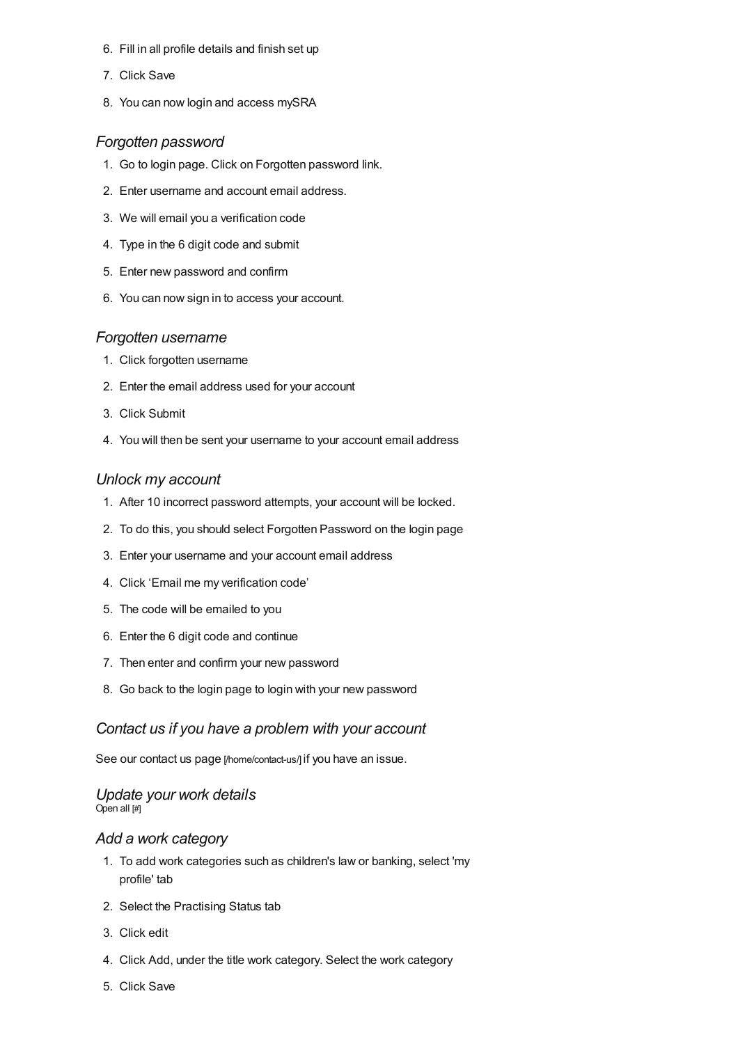6. Fill in all profile details and finish set up
7. Click Save
8. You can now login and access mySRA

### *Forgotten password*

1. Go to login page. Click on Forgotten password link.
2. Enter username and account email address.
3. We will email you a verification code
4. Type in the 6 digit code and submit
5. Enter new password and confirm
6. You can now sign in to access your account.

### *Forgotten username*

1. Click forgotten username
2. Enter the email address used for your account
3. Click Submit
4. You will then be sent your username to your account email address

### *Unlock my account*

1. After 10 incorrect password attempts, your account will be locked.
2. To do this, you should select Forgotten Password on the login page
3. Enter your username and your account email address
4. Click 'Email me my verification code'
5. The code will be emailed to you
6. Enter the 6 digit code and continue
7. Then enter and confirm your new password
8. Go back to the login page to login with your new password

### *Contact us if you have a problem with your account*

See our contact us page [/home/contact-us/] if you have an issue.

## *Update your work details*

Open all [#]

### *Add a work category*

1. To add work categories such as children's law or banking, select 'my profile' tab
2. Select the Practising Status tab
3. Click edit
4. Click Add, under the title work category. Select the work category
5. Click Save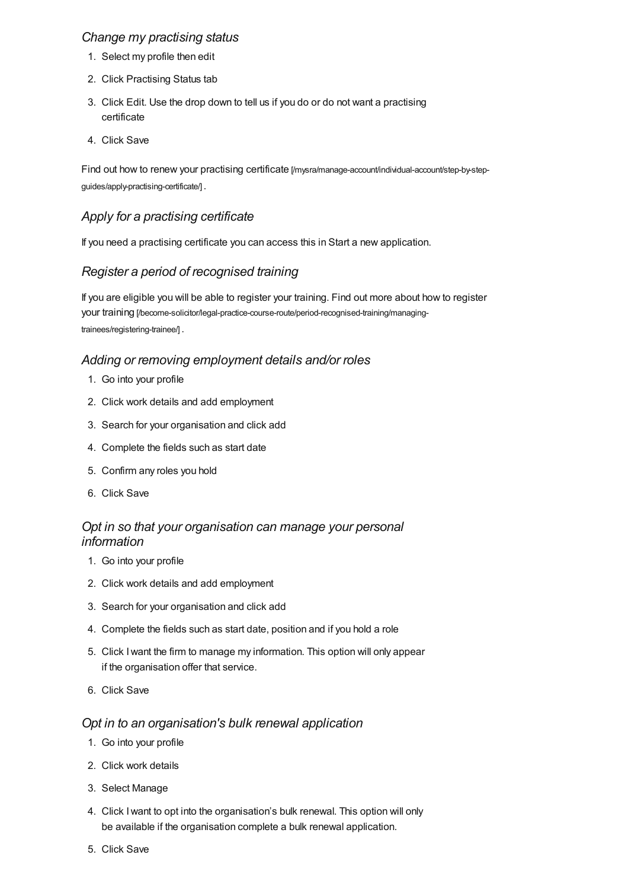### *Change my practising status*

1. Select my profile then edit
2. Click Practising Status tab
3. Click Edit. Use the drop down to tell us if you do or do not want a practising certificate
4. Click Save

Find out how to renew your practising certificate [/mysra/manage-account/individual-account/step-by-step-guides/apply-practising-certificate/] .

### *Apply for a practising certificate*

If you need a practising certificate you can access this in Start a new application.

### *Register a period of recognised training*

If you are eligible you will be able to register your training. Find out more about how to register your training [/become-solicitor/legal-practice-course-route/period-recognised-training/managing-trainees/registering-trainee/] .

### *Adding or removing employment details and/or roles*

1. Go into your profile
2. Click work details and add employment
3. Search for your organisation and click add
4. Complete the fields such as start date
5. Confirm any roles you hold
6. Click Save

### *Opt in so that your organisation can manage your personal information*

1. Go into your profile
2. Click work details and add employment
3. Search for your organisation and click add
4. Complete the fields such as start date, position and if you hold a role
5. Click I want the firm to manage my information. This option will only appear if the organisation offer that service.
6. Click Save

### *Opt in to an organisation's bulk renewal application*

1. Go into your profile
2. Click work details
3. Select Manage
4. Click I want to opt into the organisation's bulk renewal. This option will only be available if the organisation complete a bulk renewal application.
5. Click Save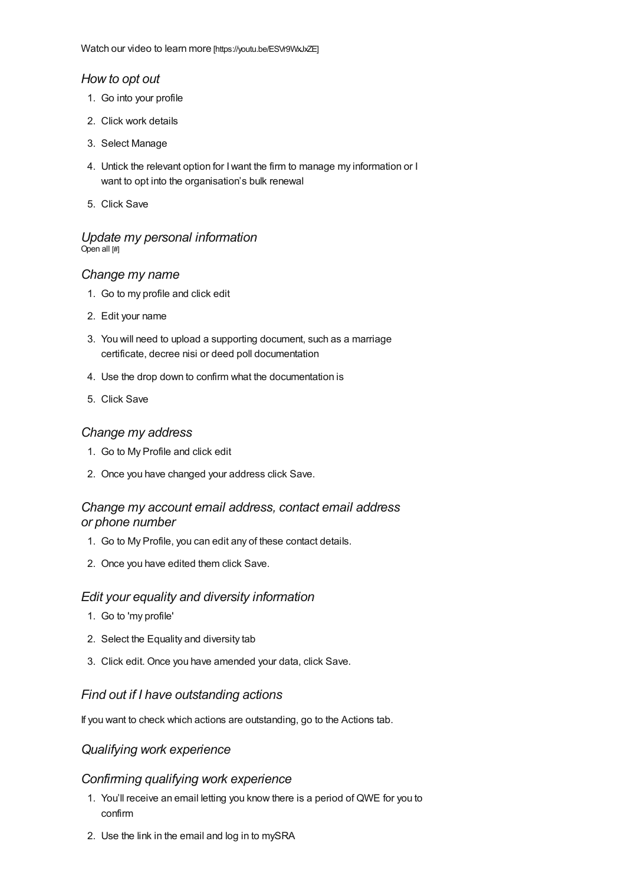Watch our video to learn more [https://youtu.be/ESVr9WxJxZE]

### *How to opt out*

1. Go into your profile
2. Click work details
3. Select Manage
4. Untick the relevant option for I want the firm to manage my information or I want to opt into the organisation's bulk renewal
5. Click Save

## *Update my personal information*

Open all [#]

### *Change my name*

1. Go to my profile and click edit
2. Edit your name
3. You will need to upload a supporting document, such as a marriage certificate, decree nisi or deed poll documentation
4. Use the drop down to confirm what the documentation is
5. Click Save

### *Change my address*

1. Go to My Profile and click edit
2. Once you have changed your address click Save.

### *Change my account email address, contact email address or phone number*

1. Go to My Profile, you can edit any of these contact details.
2. Once you have edited them click Save.

### *Edit your equality and diversity information*

1. Go to 'my profile'
2. Select the Equality and diversity tab
3. Click edit. Once you have amended your data, click Save.

### *Find out if I have outstanding actions*

If you want to check which actions are outstanding, go to the Actions tab.

## *Qualifying work experience*

### *Confirming qualifying work experience*

1. You'll receive an email letting you know there is a period of QWE for you to confirm
2. Use the link in the email and log in to mySRA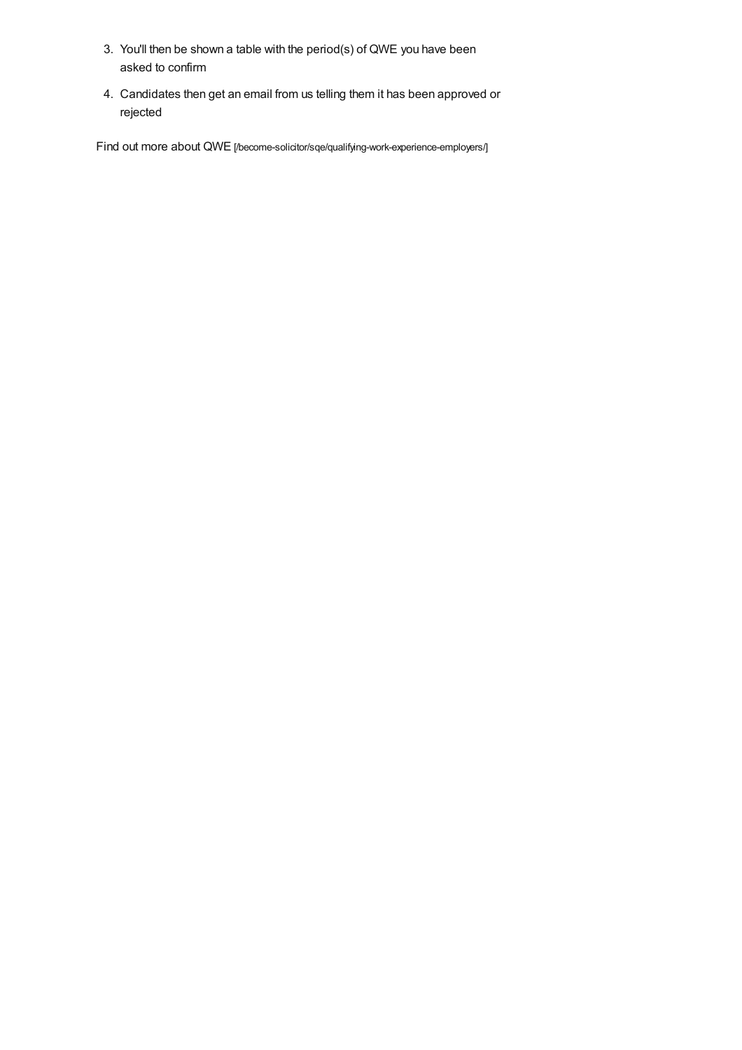3. You'll then be shown a table with the period(s) of QWE you have been asked to confirm
4. Candidates then get an email from us telling them it has been approved or rejected

Find out more about QWE [/become-solicitor/sqe/qualifying-work-experience-employers/]